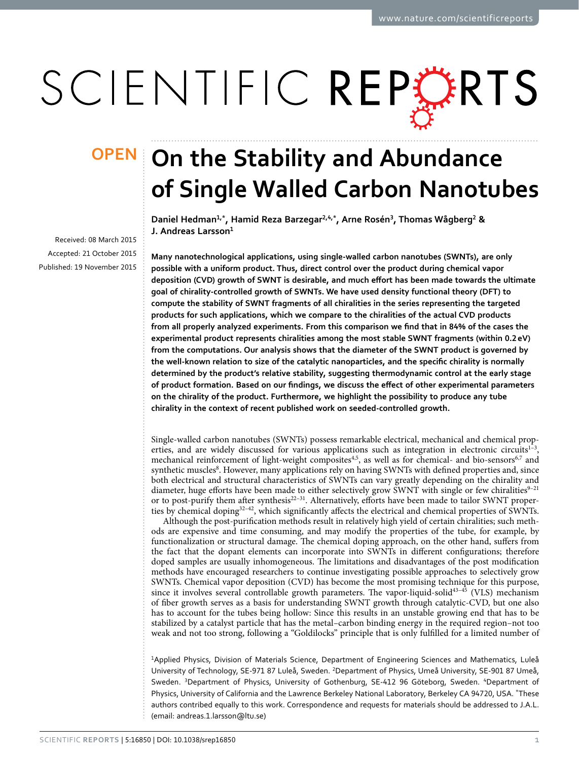# On the Stability and Abundance of Single Walled Carbon Nanotubes

**Daniel Hedman[1,*], Hamid Reza Barzegar[2,4,*], Arne Rosén[3], Thomas Wågberg[2] & J. Andreas Larsson[1]**

Received: 08 March 2015
Accepted: 21 October 2015
Published: 19 November 2015

**Many nanotechnological applications, using single-walled carbon nanotubes (SWNTs), are only possible with a uniform product. Thus, direct control over the product during chemical vapor deposition (CVD) growth of SWNT is desirable, and much effort has been made towards the ultimate goal of chirality-controlled growth of SWNTs. We have used density functional theory (DFT) to compute the stability of SWNT fragments of all chiralities in the series representing the targeted products for such applications, which we compare to the chiralities of the actual CVD products from all properly analyzed experiments. From this comparison we find that in 84% of the cases the experimental product represents chiralities among the most stable SWNT fragments (within 0.2 eV) from the computations. Our analysis shows that the diameter of the SWNT product is governed by the well-known relation to size of the catalytic nanoparticles, and the specific chirality is normally determined by the product's relative stability, suggesting thermodynamic control at the early stage of product formation. Based on our findings, we discuss the effect of other experimental parameters on the chirality of the product. Furthermore, we highlight the possibility to produce any tube chirality in the context of recent published work on seeded-controlled growth.**

Single-walled carbon nanotubes (SWNTs) possess remarkable electrical, mechanical and chemical properties, and are widely discussed for various applications such as integration in electronic circuits[1–3], mechanical reinforcement of light-weight composites[4,5], as well as for chemical- and bio-sensors[6,7] and synthetic muscles[8]. However, many applications rely on having SWNTs with defined properties and, since both electrical and structural characteristics of SWNTs can vary greatly depending on the chirality and diameter, huge efforts have been made to either selectively grow SWNT with single or few chiralities[9–21] or to post-purify them after synthesis[22–31]. Alternatively, efforts have been made to tailor SWNT properties by chemical doping[32–42], which significantly affects the electrical and chemical properties of SWNTs.

Although the post-purification methods result in relatively high yield of certain chiralities; such methods are expensive and time consuming, and may modify the properties of the tube, for example, by functionalization or structural damage. The chemical doping approach, on the other hand, suffers from the fact that the dopant elements can incorporate into SWNTs in different configurations; therefore doped samples are usually inhomogeneous. The limitations and disadvantages of the post modification methods have encouraged researchers to continue investigating possible approaches to selectively grow SWNTs. Chemical vapor deposition (CVD) has become the most promising technique for this purpose, since it involves several controllable growth parameters. The vapor-liquid-solid[43–45] (VLS) mechanism of fiber growth serves as a basis for understanding SWNT growth through catalytic-CVD, but one also has to account for the tubes being hollow: Since this results in an unstable growing end that has to be stabilized by a catalyst particle that has the metal–carbon binding energy in the required region–not too weak and not too strong, following a "Goldilocks" principle that is only fulfilled for a limited number of

[1]Applied Physics, Division of Materials Science, Department of Engineering Sciences and Mathematics, Luleå University of Technology, SE-971 87 Luleå, Sweden. [2]Department of Physics, Umeå University, SE-901 87 Umeå, Sweden. [3]Department of Physics, University of Gothenburg, SE-412 96 Göteborg, Sweden. [4]Department of Physics, University of California and the Lawrence Berkeley National Laboratory, Berkeley CA 94720, USA. *These authors contribed equally to this work. Correspondence and requests for materials should be addressed to J.A.L. (email: andreas.1.larsson@ltu.se)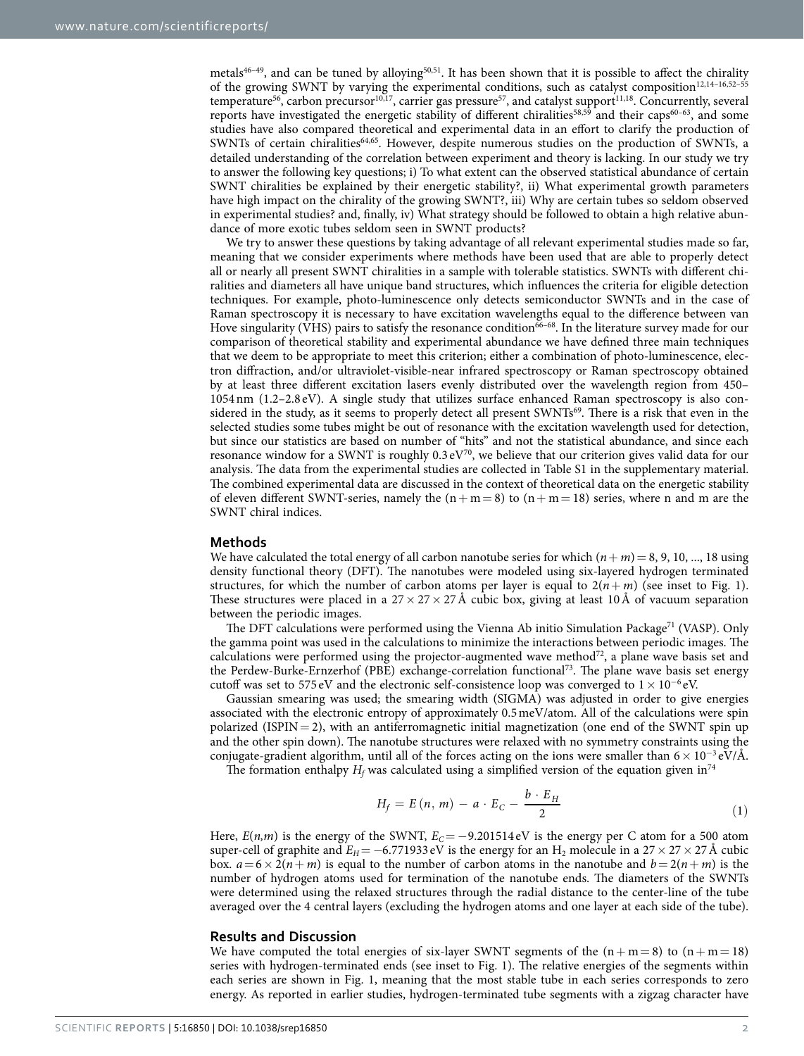metals[46–49], and can be tuned by alloying[50,51]. It has been shown that it is possible to affect the chirality of the growing SWNT by varying the experimental conditions, such as catalyst composition[12,14–16,52–55] temperature[56], carbon precursor[10,17], carrier gas pressure[57], and catalyst support[11,18]. Concurrently, several reports have investigated the energetic stability of different chiralities[58,59] and their caps[60–63], and some studies have also compared theoretical and experimental data in an effort to clarify the production of SWNTs of certain chiralities[64,65]. However, despite numerous studies on the production of SWNTs, a detailed understanding of the correlation between experiment and theory is lacking. In our study we try to answer the following key questions; i) To what extent can the observed statistical abundance of certain SWNT chiralities be explained by their energetic stability?, ii) What experimental growth parameters have high impact on the chirality of the growing SWNT?, iii) Why are certain tubes so seldom observed in experimental studies? and, finally, iv) What strategy should be followed to obtain a high relative abundance of more exotic tubes seldom seen in SWNT products?

We try to answer these questions by taking advantage of all relevant experimental studies made so far, meaning that we consider experiments where methods have been used that are able to properly detect all or nearly all present SWNT chiralities in a sample with tolerable statistics. SWNTs with different chiralities and diameters all have unique band structures, which influences the criteria for eligible detection techniques. For example, photo-luminescence only detects semiconductor SWNTs and in the case of Raman spectroscopy it is necessary to have excitation wavelengths equal to the difference between van Hove singularity (VHS) pairs to satisfy the resonance condition[66–68]. In the literature survey made for our comparison of theoretical stability and experimental abundance we have defined three main techniques that we deem to be appropriate to meet this criterion; either a combination of photo-luminescence, electron diffraction, and/or ultraviolet-visible-near infrared spectroscopy or Raman spectroscopy obtained by at least three different excitation lasers evenly distributed over the wavelength region from 450–1054 nm (1.2–2.8 eV). A single study that utilizes surface enhanced Raman spectroscopy is also considered in the study, as it seems to properly detect all present SWNTs[69]. There is a risk that even in the selected studies some tubes might be out of resonance with the excitation wavelength used for detection, but since our statistics are based on number of "hits" and not the statistical abundance, and since each resonance window for a SWNT is roughly 0.3 eV[70], we believe that our criterion gives valid data for our analysis. The data from the experimental studies are collected in Table S1 in the supplementary material. The combined experimental data are discussed in the context of theoretical data on the energetic stability of eleven different SWNT-series, namely the $(n+m=8)$ to $(n+m=18)$ series, where n and m are the SWNT chiral indices.

## Methods

We have calculated the total energy of all carbon nanotube series for which $(n+m) = 8, 9, 10, \ldots, 18$ using density functional theory (DFT). The nanotubes were modeled using six-layered hydrogen terminated structures, for which the number of carbon atoms per layer is equal to $2(n+m)$ (see inset to Fig. 1). These structures were placed in a $27 \times 27 \times 27$ Å cubic box, giving at least 10 Å of vacuum separation between the periodic images.

The DFT calculations were performed using the Vienna Ab initio Simulation Package[71] (VASP). Only the gamma point was used in the calculations to minimize the interactions between periodic images. The calculations were performed using the projector-augmented wave method[72], a plane wave basis set and the Perdew-Burke-Ernzerhof (PBE) exchange-correlation functional[73]. The plane wave basis set energy cutoff was set to 575 eV and the electronic self-consistence loop was converged to $1 \times 10^{-6}$ eV.

Gaussian smearing was used; the smearing width (SIGMA) was adjusted in order to give energies associated with the electronic entropy of approximately 0.5 meV/atom. All of the calculations were spin polarized (ISPIN = 2), with an antiferromagnetic initial magnetization (one end of the SWNT spin up and the other spin down). The nanotube structures were relaxed with no symmetry constraints using the conjugate-gradient algorithm, until all of the forces acting on the ions were smaller than $6 \times 10^{-3}$ eV/Å.

The formation enthalpy $H_f$ was calculated using a simplified version of the equation given in[74]

$$H_f = E(n, m) - a \cdot E_C - \frac{b \cdot E_H}{2} \tag{1}$$

Here, $E(n,m)$ is the energy of the SWNT, $E_C = -9.201514$ eV is the energy per C atom for a 500 atom super-cell of graphite and $E_H = -6.771933$ eV is the energy for an $H_2$ molecule in a $27 \times 27 \times 27$ Å cubic box. $a = 6 \times 2(n+m)$ is equal to the number of carbon atoms in the nanotube and $b = 2(n+m)$ is the number of hydrogen atoms used for termination of the nanotube ends. The diameters of the SWNTs were determined using the relaxed structures through the radial distance to the center-line of the tube averaged over the 4 central layers (excluding the hydrogen atoms and one layer at each side of the tube).

## Results and Discussion

We have computed the total energies of six-layer SWNT segments of the $(n+m=8)$ to $(n+m=18)$ series with hydrogen-terminated ends (see inset to Fig. 1). The relative energies of the segments within each series are shown in Fig. 1, meaning that the most stable tube in each series corresponds to zero energy. As reported in earlier studies, hydrogen-terminated tube segments with a zigzag character have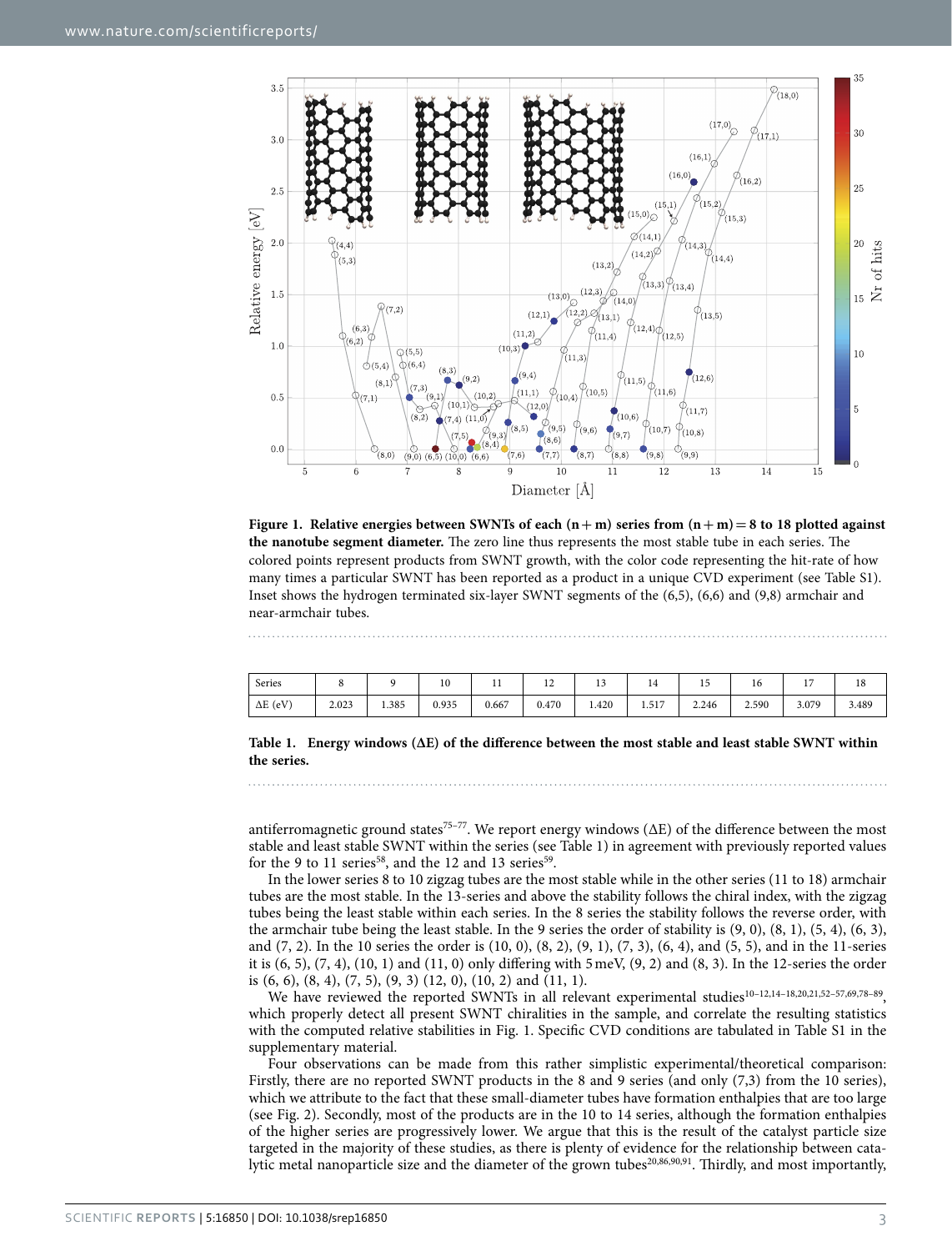**Figure 1. Relative energies between SWNTs of each (n + m) series from (n + m) = 8 to 18 plotted against the nanotube segment diameter.** The zero line thus represents the most stable tube in each series. The colored points represent products from SWNT growth, with the color code representing the hit-rate of how many times a particular SWNT has been reported as a product in a unique CVD experiment (see Table S1). Inset shows the hydrogen terminated six-layer SWNT segments of the (6,5), (6,6) and (9,8) armchair and near-armchair tubes.

| Series | 8 | 9 | 10 | 11 | 12 | 13 | 14 | 15 | 16 | 17 | 18 |
|---|---|---|---|---|---|---|---|---|---|---|---|
| ΔE (eV) | 2.023 | 1.385 | 0.935 | 0.667 | 0.470 | 1.420 | 1.517 | 2.246 | 2.590 | 3.079 | 3.489 |

**Table 1. Energy windows (ΔE) of the difference between the most stable and least stable SWNT within the series.**

antiferromagnetic ground states[75–77]. We report energy windows (ΔE) of the difference between the most stable and least stable SWNT within the series (see Table 1) in agreement with previously reported values for the 9 to 11 series[58], and the 12 and 13 series[59].

In the lower series 8 to 10 zigzag tubes are the most stable while in the other series (11 to 18) armchair tubes are the most stable. In the 13-series and above the stability follows the chiral index, with the zigzag tubes being the least stable within each series. In the 8 series the stability follows the reverse order, with the armchair tube being the least stable. In the 9 series the order of stability is (9, 0), (8, 1), (5, 4), (6, 3), and (7, 2). In the 10 series the order is (10, 0), (8, 2), (9, 1), (7, 3), (6, 4), and (5, 5), and in the 11-series it is (6, 5), (7, 4), (10, 1) and (11, 0) only differing with 5 meV, (9, 2) and (8, 3). In the 12-series the order is (6, 6), (8, 4), (7, 5), (9, 3) (12, 0), (10, 2) and (11, 1).

We have reviewed the reported SWNTs in all relevant experimental studies[10–12,14–18,20,21,52–57,69,78–89], which properly detect all present SWNT chiralities in the sample, and correlate the resulting statistics with the computed relative stabilities in Fig. 1. Specific CVD conditions are tabulated in Table S1 in the supplementary material.

Four observations can be made from this rather simplistic experimental/theoretical comparison: Firstly, there are no reported SWNT products in the 8 and 9 series (and only (7,3) from the 10 series), which we attribute to the fact that these small-diameter tubes have formation enthalpies that are too large (see Fig. 2). Secondly, most of the products are in the 10 to 14 series, although the formation enthalpies of the higher series are progressively lower. We argue that this is the result of the catalyst particle size targeted in the majority of these studies, as there is plenty of evidence for the relationship between catalytic metal nanoparticle size and the diameter of the grown tubes[20,86,90,91]. Thirdly, and most importantly,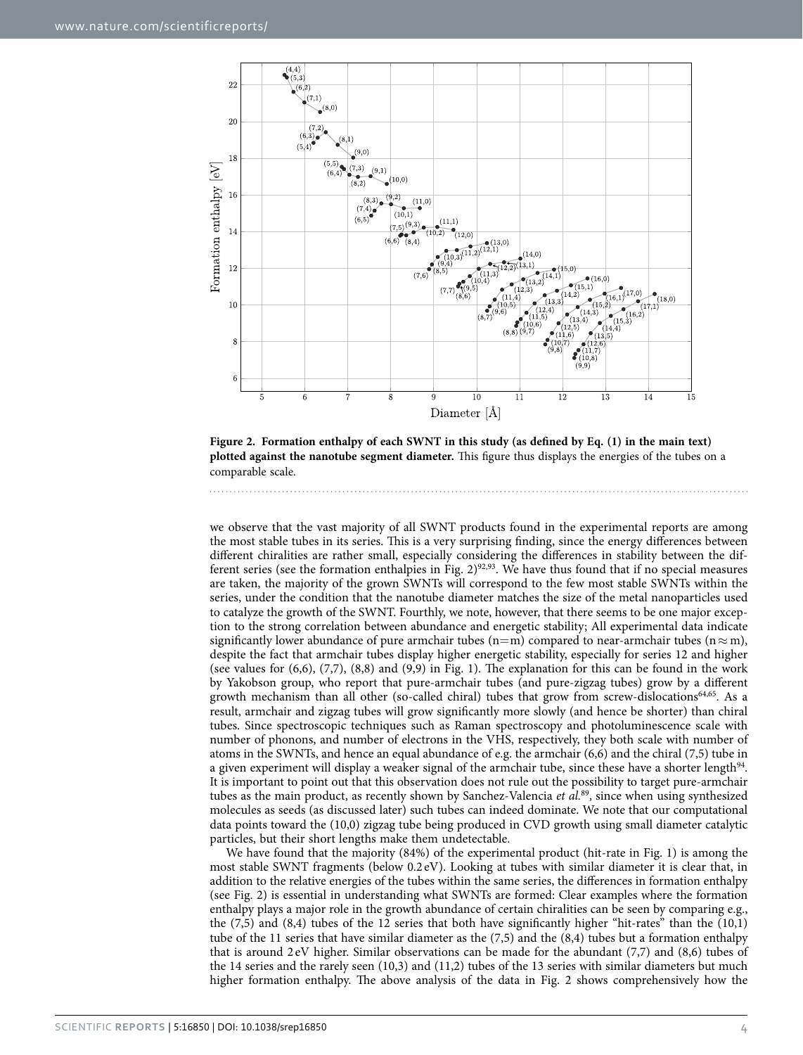**Figure 2. Formation enthalpy of each SWNT in this study (as defined by Eq. (1) in the main text) plotted against the nanotube segment diameter.** This figure thus displays the energies of the tubes on a comparable scale.

we observe that the vast majority of all SWNT products found in the experimental reports are among the most stable tubes in its series. This is a very surprising finding, since the energy differences between different chiralities are rather small, especially considering the differences in stability between the different series (see the formation enthalpies in Fig. 2)[92,93]. We have thus found that if no special measures are taken, the majority of the grown SWNTs will correspond to the few most stable SWNTs within the series, under the condition that the nanotube diameter matches the size of the metal nanoparticles used to catalyze the growth of the SWNT. Fourthly, we note, however, that there seems to be one major exception to the strong correlation between abundance and energetic stability; All experimental data indicate significantly lower abundance of pure armchair tubes ($n=m$) compared to near-armchair tubes ($n \approx m$), despite the fact that armchair tubes display higher energetic stability, especially for series 12 and higher (see values for (6,6), (7,7), (8,8) and (9,9) in Fig. 1). The explanation for this can be found in the work by Yakobson group, who report that pure-armchair tubes (and pure-zigzag tubes) grow by a different growth mechanism than all other (so-called chiral) tubes that grow from screw-dislocations[64,65]. As a result, armchair and zigzag tubes will grow significantly more slowly (and hence be shorter) than chiral tubes. Since spectroscopic techniques such as Raman spectroscopy and photoluminescence scale with number of phonons, and number of electrons in the VHS, respectively, they both scale with number of atoms in the SWNTs, and hence an equal abundance of e.g. the armchair (6,6) and the chiral (7,5) tube in a given experiment will display a weaker signal of the armchair tube, since these have a shorter length[94]. It is important to point out that this observation does not rule out the possibility to target pure-armchair tubes as the main product, as recently shown by Sanchez-Valencia *et al.*[89], since when using synthesized molecules as seeds (as discussed later) such tubes can indeed dominate. We note that our computational data points toward the (10,0) zigzag tube being produced in CVD growth using small diameter catalytic particles, but their short lengths make them undetectable.

We have found that the majority (84%) of the experimental product (hit-rate in Fig. 1) is among the most stable SWNT fragments (below 0.2 eV). Looking at tubes with similar diameter it is clear that, in addition to the relative energies of the tubes within the same series, the differences in formation enthalpy (see Fig. 2) is essential in understanding what SWNTs are formed: Clear examples where the formation enthalpy plays a major role in the growth abundance of certain chiralities can be seen by comparing e.g., the (7,5) and (8,4) tubes of the 12 series that both have significantly higher "hit-rates" than the (10,1) tube of the 11 series that have similar diameter as the (7,5) and the (8,4) tubes but a formation enthalpy that is around 2 eV higher. Similar observations can be made for the abundant (7,7) and (8,6) tubes of the 14 series and the rarely seen (10,3) and (11,2) tubes of the 13 series with similar diameters but much higher formation enthalpy. The above analysis of the data in Fig. 2 shows comprehensively how the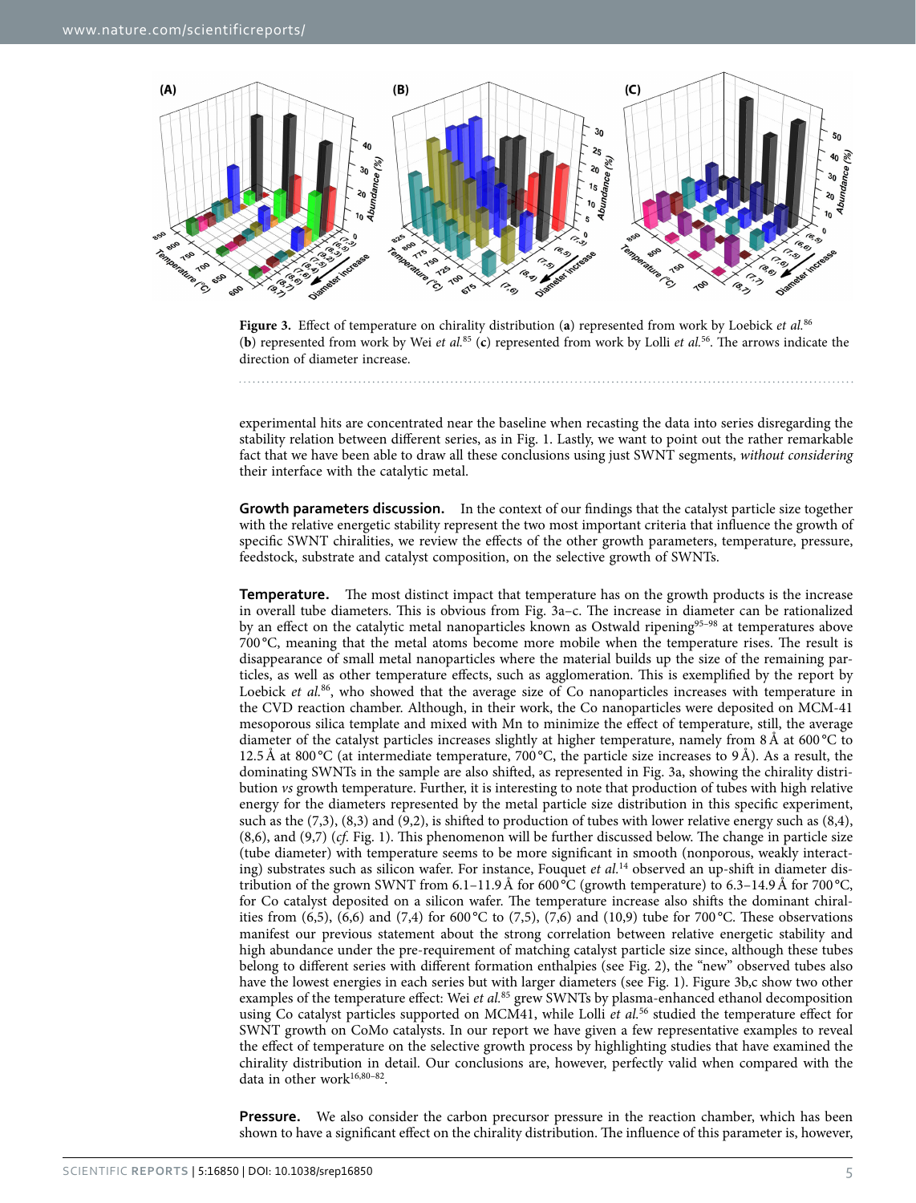**Figure 3.** Effect of temperature on chirality distribution (**a**) represented from work by Loebick *et al.*[86] (**b**) represented from work by Wei *et al.*[85] (**c**) represented from work by Lolli *et al.*[56]. The arrows indicate the direction of diameter increase.

experimental hits are concentrated near the baseline when recasting the data into series disregarding the stability relation between different series, as in Fig. 1. Lastly, we want to point out the rather remarkable fact that we have been able to draw all these conclusions using just SWNT segments, *without considering* their interface with the catalytic metal.

**Growth parameters discussion.** In the context of our findings that the catalyst particle size together with the relative energetic stability represent the two most important criteria that influence the growth of specific SWNT chiralities, we review the effects of the other growth parameters, temperature, pressure, feedstock, substrate and catalyst composition, on the selective growth of SWNTs.

**Temperature.** The most distinct impact that temperature has on the growth products is the increase in overall tube diameters. This is obvious from Fig. 3a–c. The increase in diameter can be rationalized by an effect on the catalytic metal nanoparticles known as Ostwald ripening[95–98] at temperatures above 700 °C, meaning that the metal atoms become more mobile when the temperature rises. The result is disappearance of small metal nanoparticles where the material builds up the size of the remaining particles, as well as other temperature effects, such as agglomeration. This is exemplified by the report by Loebick *et al.*[86], who showed that the average size of Co nanoparticles increases with temperature in the CVD reaction chamber. Although, in their work, the Co nanoparticles were deposited on MCM-41 mesoporous silica template and mixed with Mn to minimize the effect of temperature, still, the average diameter of the catalyst particles increases slightly at higher temperature, namely from 8 Å at 600 °C to 12.5 Å at 800 °C (at intermediate temperature, 700 °C, the particle size increases to 9 Å). As a result, the dominating SWNTs in the sample are also shifted, as represented in Fig. 3a, showing the chirality distribution *vs* growth temperature. Further, it is interesting to note that production of tubes with high relative energy for the diameters represented by the metal particle size distribution in this specific experiment, such as the (7,3), (8,3) and (9,2), is shifted to production of tubes with lower relative energy such as (8,4), (8,6), and (9,7) (*cf.* Fig. 1). This phenomenon will be further discussed below. The change in particle size (tube diameter) with temperature seems to be more significant in smooth (nonporous, weakly interacting) substrates such as silicon wafer. For instance, Fouquet *et al.*[14] observed an up-shift in diameter distribution of the grown SWNT from 6.1–11.9 Å for 600 °C (growth temperature) to 6.3–14.9 Å for 700 °C, for Co catalyst deposited on a silicon wafer. The temperature increase also shifts the dominant chiralities from (6,5), (6,6) and (7,4) for 600 °C to (7,5), (7,6) and (10,9) tube for 700 °C. These observations manifest our previous statement about the strong correlation between relative energetic stability and high abundance under the pre-requirement of matching catalyst particle size since, although these tubes belong to different series with different formation enthalpies (see Fig. 2), the "new" observed tubes also have the lowest energies in each series but with larger diameters (see Fig. 1). Figure 3b,c show two other examples of the temperature effect: Wei *et al.*[85] grew SWNTs by plasma-enhanced ethanol decomposition using Co catalyst particles supported on MCM41, while Lolli *et al.*[56] studied the temperature effect for SWNT growth on CoMo catalysts. In our report we have given a few representative examples to reveal the effect of temperature on the selective growth process by highlighting studies that have examined the chirality distribution in detail. Our conclusions are, however, perfectly valid when compared with the data in other work[16,80–82].

**Pressure.** We also consider the carbon precursor pressure in the reaction chamber, which has been shown to have a significant effect on the chirality distribution. The influence of this parameter is, however,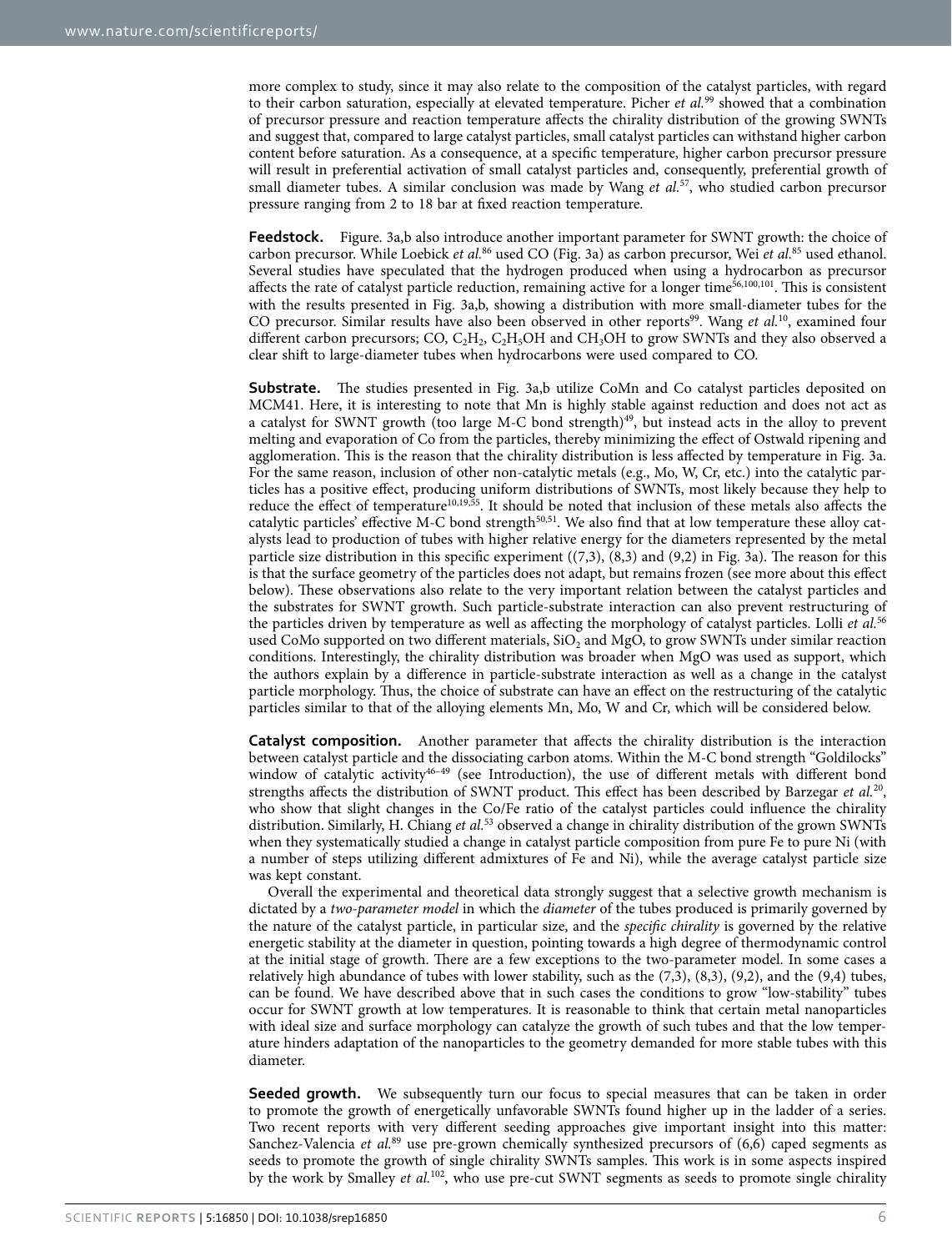more complex to study, since it may also relate to the composition of the catalyst particles, with regard to their carbon saturation, especially at elevated temperature. Picher *et al.*[99] showed that a combination of precursor pressure and reaction temperature affects the chirality distribution of the growing SWNTs and suggest that, compared to large catalyst particles, small catalyst particles can withstand higher carbon content before saturation. As a consequence, at a specific temperature, higher carbon precursor pressure will result in preferential activation of small catalyst particles and, consequently, preferential growth of small diameter tubes. A similar conclusion was made by Wang *et al.*[57], who studied carbon precursor pressure ranging from 2 to 18 bar at fixed reaction temperature.

**Feedstock.** Figure. 3a,b also introduce another important parameter for SWNT growth: the choice of carbon precursor. While Loebick *et al.*[86] used CO (Fig. 3a) as carbon precursor, Wei *et al.*[85] used ethanol. Several studies have speculated that the hydrogen produced when using a hydrocarbon as precursor affects the rate of catalyst particle reduction, remaining active for a longer time[56,100,101]. This is consistent with the results presented in Fig. 3a,b, showing a distribution with more small-diameter tubes for the CO precursor. Similar results have also been observed in other reports[99]. Wang *et al.*[10], examined four different carbon precursors; CO, $C_2H_2$, $C_2H_5OH$ and $CH_3OH$ to grow SWNTs and they also observed a clear shift to large-diameter tubes when hydrocarbons were used compared to CO.

**Substrate.** The studies presented in Fig. 3a,b utilize CoMn and Co catalyst particles deposited on MCM41. Here, it is interesting to note that Mn is highly stable against reduction and does not act as a catalyst for SWNT growth (too large M-C bond strength)[49], but instead acts in the alloy to prevent melting and evaporation of Co from the particles, thereby minimizing the effect of Ostwald ripening and agglomeration. This is the reason that the chirality distribution is less affected by temperature in Fig. 3a. For the same reason, inclusion of other non-catalytic metals (e.g., Mo, W, Cr, etc.) into the catalytic particles has a positive effect, producing uniform distributions of SWNTs, most likely because they help to reduce the effect of temperature[10,19,55]. It should be noted that inclusion of these metals also affects the catalytic particles' effective M-C bond strength[50,51]. We also find that at low temperature these alloy catalysts lead to production of tubes with higher relative energy for the diameters represented by the metal particle size distribution in this specific experiment ((7,3), (8,3) and (9,2) in Fig. 3a). The reason for this is that the surface geometry of the particles does not adapt, but remains frozen (see more about this effect below). These observations also relate to the very important relation between the catalyst particles and the substrates for SWNT growth. Such particle-substrate interaction can also prevent restructuring of the particles driven by temperature as well as affecting the morphology of catalyst particles. Lolli *et al.*[56] used CoMo supported on two different materials, $SiO_2$ and MgO, to grow SWNTs under similar reaction conditions. Interestingly, the chirality distribution was broader when MgO was used as support, which the authors explain by a difference in particle-substrate interaction as well as a change in the catalyst particle morphology. Thus, the choice of substrate can have an effect on the restructuring of the catalytic particles similar to that of the alloying elements Mn, Mo, W and Cr, which will be considered below.

**Catalyst composition.** Another parameter that affects the chirality distribution is the interaction between catalyst particle and the dissociating carbon atoms. Within the M-C bond strength "Goldilocks" window of catalytic activity[46–49] (see Introduction), the use of different metals with different bond strengths affects the distribution of SWNT product. This effect has been described by Barzegar *et al.*[20], who show that slight changes in the Co/Fe ratio of the catalyst particles could influence the chirality distribution. Similarly, H. Chiang *et al.*[53] observed a change in chirality distribution of the grown SWNTs when they systematically studied a change in catalyst particle composition from pure Fe to pure Ni (with a number of steps utilizing different admixtures of Fe and Ni), while the average catalyst particle size was kept constant.

Overall the experimental and theoretical data strongly suggest that a selective growth mechanism is dictated by a *two-parameter model* in which the *diameter* of the tubes produced is primarily governed by the nature of the catalyst particle, in particular size, and the *specific chirality* is governed by the relative energetic stability at the diameter in question, pointing towards a high degree of thermodynamic control at the initial stage of growth. There are a few exceptions to the two-parameter model. In some cases a relatively high abundance of tubes with lower stability, such as the (7,3), (8,3), (9,2), and the (9,4) tubes, can be found. We have described above that in such cases the conditions to grow "low-stability" tubes occur for SWNT growth at low temperatures. It is reasonable to think that certain metal nanoparticles with ideal size and surface morphology can catalyze the growth of such tubes and that the low temperature hinders adaptation of the nanoparticles to the geometry demanded for more stable tubes with this diameter.

**Seeded growth.** We subsequently turn our focus to special measures that can be taken in order to promote the growth of energetically unfavorable SWNTs found higher up in the ladder of a series. Two recent reports with very different seeding approaches give important insight into this matter: Sanchez-Valencia *et al.*[89] use pre-grown chemically synthesized precursors of (6,6) caped segments as seeds to promote the growth of single chirality SWNTs samples. This work is in some aspects inspired by the work by Smalley *et al.*[102], who use pre-cut SWNT segments as seeds to promote single chirality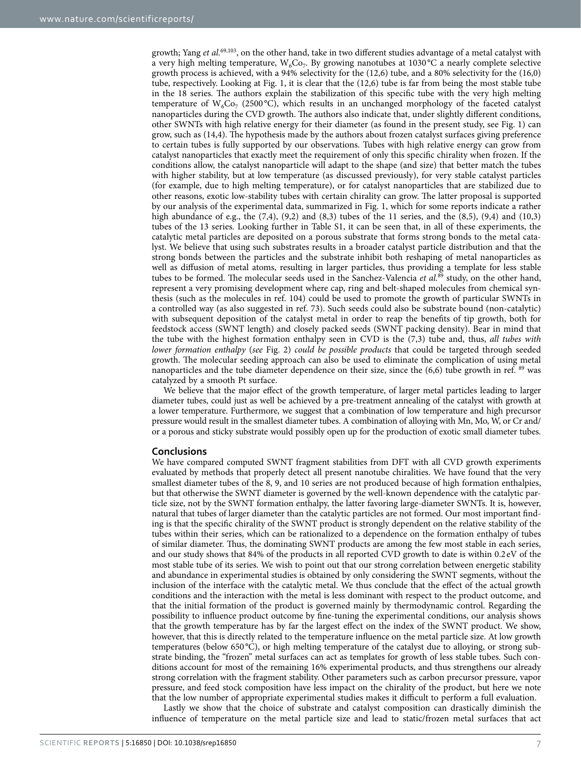growth; Yang *et al.*[69,103], on the other hand, take in two different studies advantage of a metal catalyst with a very high melting temperature, $W_6Co_7$. By growing nanotubes at 1030 °C a nearly complete selective growth process is achieved, with a 94% selectivity for the (12,6) tube, and a 80% selectivity for the (16,0) tube, respectively. Looking at Fig. 1, it is clear that the (12,6) tube is far from being the most stable tube in the 18 series. The authors explain the stabilization of this specific tube with the very high melting temperature of $W_6Co_7$ (2500 °C), which results in an unchanged morphology of the faceted catalyst nanoparticles during the CVD growth. The authors also indicate that, under slightly different conditions, other SWNTs with high relative energy for their diameter (as found in the present study, see Fig. 1) can grow, such as (14,4). The hypothesis made by the authors about frozen catalyst surfaces giving preference to certain tubes is fully supported by our observations. Tubes with high relative energy can grow from catalyst nanoparticles that exactly meet the requirement of only this specific chirality when frozen. If the conditions allow, the catalyst nanoparticle will adapt to the shape (and size) that better match the tubes with higher stability, but at low temperature (as discussed previously), for very stable catalyst particles (for example, due to high melting temperature), or for catalyst nanoparticles that are stabilized due to other reasons, exotic low-stability tubes with certain chirality can grow. The latter proposal is supported by our analysis of the experimental data, summarized in Fig. 1, which for some reports indicate a rather high abundance of e.g., the (7,4), (9,2) and (8,3) tubes of the 11 series, and the (8,5), (9,4) and (10,3) tubes of the 13 series. Looking further in Table S1, it can be seen that, in all of these experiments, the catalytic metal particles are deposited on a porous substrate that forms strong bonds to the metal catalyst. We believe that using such substrates results in a broader catalyst particle distribution and that the strong bonds between the particles and the substrate inhibit both reshaping of metal nanoparticles as well as diffusion of metal atoms, resulting in larger particles, thus providing a template for less stable tubes to be formed. The molecular seeds used in the Sanchez-Valencia *et al.*[89] study, on the other hand, represent a very promising development where cap, ring and belt-shaped molecules from chemical synthesis (such as the molecules in ref. 104) could be used to promote the growth of particular SWNTs in a controlled way (as also suggested in ref. 73). Such seeds could also be substrate bound (non-catalytic) with subsequent deposition of the catalyst metal in order to reap the benefits of tip growth, both for feedstock access (SWNT length) and closely packed seeds (SWNT packing density). Bear in mind that the tube with the highest formation enthalpy seen in CVD is the (7,3) tube and, thus, *all tubes with lower formation enthalpy* (*see* Fig. 2) *could be possible products* that could be targeted through seeded growth. The molecular seeding approach can also be used to eliminate the complication of using metal nanoparticles and the tube diameter dependence on their size, since the (6,6) tube growth in ref. [89] was catalyzed by a smooth Pt surface.

We believe that the major effect of the growth temperature, of larger metal particles leading to larger diameter tubes, could just as well be achieved by a pre-treatment annealing of the catalyst with growth at a lower temperature. Furthermore, we suggest that a combination of low temperature and high precursor pressure would result in the smallest diameter tubes. A combination of alloying with Mn, Mo, W, or Cr and/or a porous and sticky substrate would possibly open up for the production of exotic small diameter tubes.

## Conclusions

We have compared computed SWNT fragment stabilities from DFT with all CVD growth experiments evaluated by methods that properly detect all present nanotube chiralities. We have found that the very smallest diameter tubes of the 8, 9, and 10 series are not produced because of high formation enthalpies, but that otherwise the SWNT diameter is governed by the well-known dependence with the catalytic particle size, not by the SWNT formation enthalpy, the latter favoring large-diameter SWNTs. It is, however, natural that tubes of larger diameter than the catalytic particles are not formed. Our most important finding is that the specific chirality of the SWNT product is strongly dependent on the relative stability of the tubes within their series, which can be rationalized to a dependence on the formation enthalpy of tubes of similar diameter. Thus, the dominating SWNT products are among the few most stable in each series, and our study shows that 84% of the products in all reported CVD growth to date is within 0.2 eV of the most stable tube of its series. We wish to point out that our strong correlation between energetic stability and abundance in experimental studies is obtained by only considering the SWNT segments, without the inclusion of the interface with the catalytic metal. We thus conclude that the effect of the actual growth conditions and the interaction with the metal is less dominant with respect to the product outcome, and that the initial formation of the product is governed mainly by thermodynamic control. Regarding the possibility to influence product outcome by fine-tuning the experimental conditions, our analysis shows that the growth temperature has by far the largest effect on the index of the SWNT product. We show, however, that this is directly related to the temperature influence on the metal particle size. At low growth temperatures (below 650 °C), or high melting temperature of the catalyst due to alloying, or strong substrate binding, the "frozen" metal surfaces can act as templates for growth of less stable tubes. Such conditions account for most of the remaining 16% experimental products, and thus strengthens our already strong correlation with the fragment stability. Other parameters such as carbon precursor pressure, vapor pressure, and feed stock composition have less impact on the chirality of the product, but here we note that the low number of appropriate experimental studies makes it difficult to perform a full evaluation.

Lastly we show that the choice of substrate and catalyst composition can drastically diminish the influence of temperature on the metal particle size and lead to static/frozen metal surfaces that act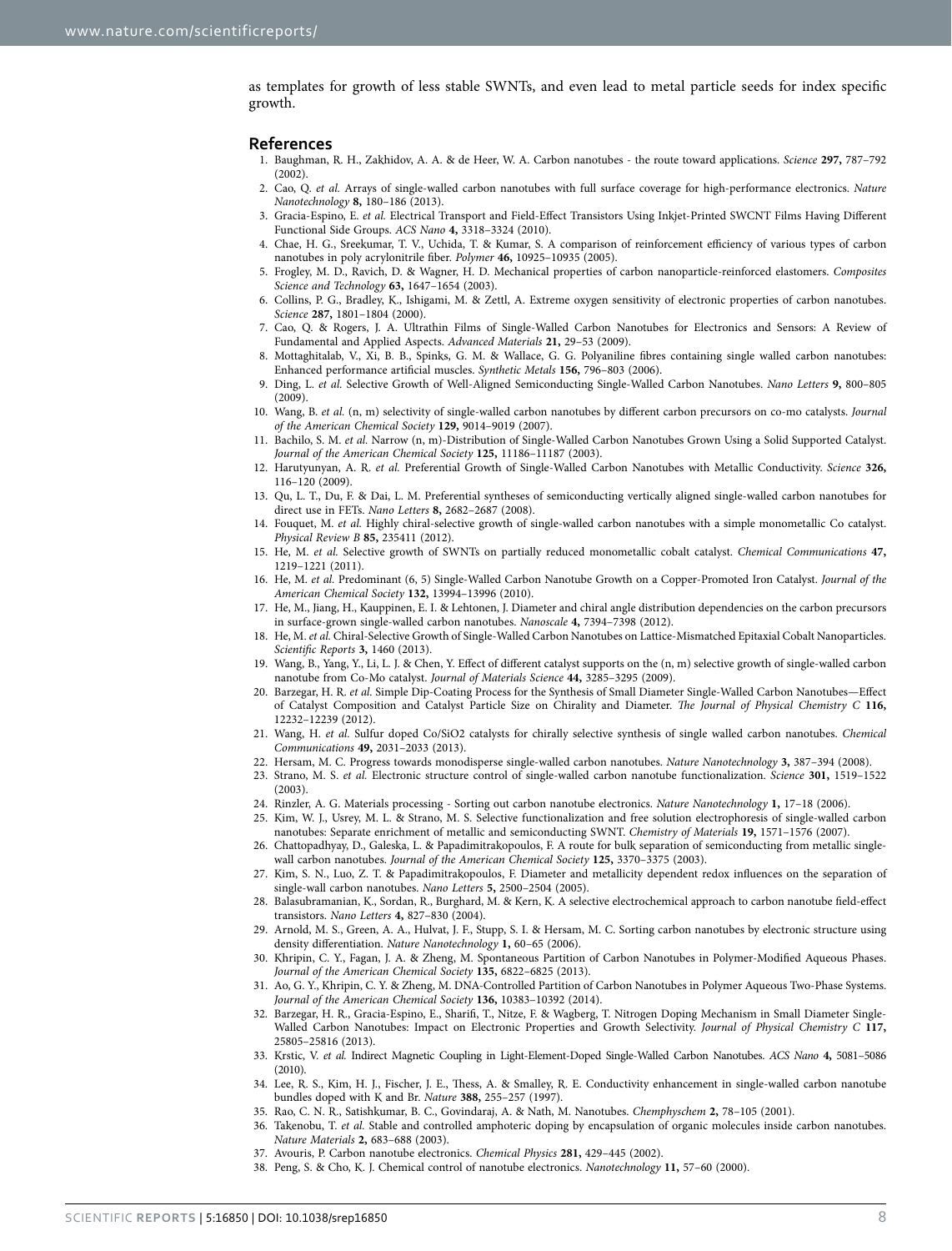as templates for growth of less stable SWNTs, and even lead to metal particle seeds for index specific growth.

## References

1. Baughman, R. H., Zakhidov, A. A. & de Heer, W. A. Carbon nanotubes - the route toward applications. *Science* **297,** 787–792 (2002).
2. Cao, Q. *et al.* Arrays of single-walled carbon nanotubes with full surface coverage for high-performance electronics. *Nature Nanotechnology* **8,** 180–186 (2013).
3. Gracia-Espino, E. *et al.* Electrical Transport and Field-Effect Transistors Using Inkjet-Printed SWCNT Films Having Different Functional Side Groups. *ACS Nano* **4,** 3318–3324 (2010).
4. Chae, H. G., Sreekumar, T. V., Uchida, T. & Kumar, S. A comparison of reinforcement efficiency of various types of carbon nanotubes in poly acrylonitrile fiber. *Polymer* **46,** 10925–10935 (2005).
5. Frogley, M. D., Ravich, D. & Wagner, H. D. Mechanical properties of carbon nanoparticle-reinforced elastomers. *Composites Science and Technology* **63,** 1647–1654 (2003).
6. Collins, P. G., Bradley, K., Ishigami, M. & Zettl, A. Extreme oxygen sensitivity of electronic properties of carbon nanotubes. *Science* **287,** 1801–1804 (2000).
7. Cao, Q. & Rogers, J. A. Ultrathin Films of Single-Walled Carbon Nanotubes for Electronics and Sensors: A Review of Fundamental and Applied Aspects. *Advanced Materials* **21,** 29–53 (2009).
8. Mottaghitalab, V., Xi, B. B., Spinks, G. M. & Wallace, G. G. Polyaniline fibres containing single walled carbon nanotubes: Enhanced performance artificial muscles. *Synthetic Metals* **156,** 796–803 (2006).
9. Ding, L. *et al.* Selective Growth of Well-Aligned Semiconducting Single-Walled Carbon Nanotubes. *Nano Letters* **9,** 800–805 (2009).
10. Wang, B. *et al.* (n, m) selectivity of single-walled carbon nanotubes by different carbon precursors on co-mo catalysts. *Journal of the American Chemical Society* **129,** 9014–9019 (2007).
11. Bachilo, S. M. *et al.* Narrow (n, m)-Distribution of Single-Walled Carbon Nanotubes Grown Using a Solid Supported Catalyst. *Journal of the American Chemical Society* **125,** 11186–11187 (2003).
12. Harutyunyan, A. R. *et al.* Preferential Growth of Single-Walled Carbon Nanotubes with Metallic Conductivity. *Science* **326,** 116–120 (2009).
13. Qu, L. T., Du, F. & Dai, L. M. Preferential syntheses of semiconducting vertically aligned single-walled carbon nanotubes for direct use in FETs. *Nano Letters* **8,** 2682–2687 (2008).
14. Fouquet, M. *et al.* Highly chiral-selective growth of single-walled carbon nanotubes with a simple monometallic Co catalyst. *Physical Review B* **85,** 235411 (2012).
15. He, M. *et al.* Selective growth of SWNTs on partially reduced monometallic cobalt catalyst. *Chemical Communications* **47,** 1219–1221 (2011).
16. He, M. *et al.* Predominant (6, 5) Single-Walled Carbon Nanotube Growth on a Copper-Promoted Iron Catalyst. *Journal of the American Chemical Society* **132,** 13994–13996 (2010).
17. He, M., Jiang, H., Kauppinen, E. I. & Lehtonen, J. Diameter and chiral angle distribution dependencies on the carbon precursors in surface-grown single-walled carbon nanotubes. *Nanoscale* **4,** 7394–7398 (2012).
18. He, M. *et al.* Chiral-Selective Growth of Single-Walled Carbon Nanotubes on Lattice-Mismatched Epitaxial Cobalt Nanoparticles. *Scientific Reports* **3,** 1460 (2013).
19. Wang, B., Yang, Y., Li, L. J. & Chen, Y. Effect of different catalyst supports on the (n, m) selective growth of single-walled carbon nanotube from Co-Mo catalyst. *Journal of Materials Science* **44,** 3285–3295 (2009).
20. Barzegar, H. R. *et al.* Simple Dip-Coating Process for the Synthesis of Small Diameter Single-Walled Carbon Nanotubes—Effect of Catalyst Composition and Catalyst Particle Size on Chirality and Diameter. *The Journal of Physical Chemistry C* **116,** 12232–12239 (2012).
21. Wang, H. *et al.* Sulfur doped Co/SiO2 catalysts for chirally selective synthesis of single walled carbon nanotubes. *Chemical Communications* **49,** 2031–2033 (2013).
22. Hersam, M. C. Progress towards monodisperse single-walled carbon nanotubes. *Nature Nanotechnology* **3,** 387–394 (2008).
23. Strano, M. S. *et al.* Electronic structure control of single-walled carbon nanotube functionalization. *Science* **301,** 1519–1522 (2003).
24. Rinzler, A. G. Materials processing - Sorting out carbon nanotube electronics. *Nature Nanotechnology* **1,** 17–18 (2006).
25. Kim, W. J., Usrey, M. L. & Strano, M. S. Selective functionalization and free solution electrophoresis of single-walled carbon nanotubes: Separate enrichment of metallic and semiconducting SWNT. *Chemistry of Materials* **19,** 1571–1576 (2007).
26. Chattopadhyay, D., Galeska, L. & Papadimitrakopoulos, F. A route for bulk separation of semiconducting from metallic single-wall carbon nanotubes. *Journal of the American Chemical Society* **125,** 3370–3375 (2003).
27. Kim, S. N., Luo, Z. T. & Papadimitrakopoulos, F. Diameter and metallicity dependent redox influences on the separation of single-wall carbon nanotubes. *Nano Letters* **5,** 2500–2504 (2005).
28. Balasubramanian, K., Sordan, R., Burghard, M. & Kern, K. A selective electrochemical approach to carbon nanotube field-effect transistors. *Nano Letters* **4,** 827–830 (2004).
29. Arnold, M. S., Green, A. A., Hulvat, J. F., Stupp, S. I. & Hersam, M. C. Sorting carbon nanotubes by electronic structure using density differentiation. *Nature Nanotechnology* **1,** 60–65 (2006).
30. Khripin, C. Y., Fagan, J. A. & Zheng, M. Spontaneous Partition of Carbon Nanotubes in Polymer-Modified Aqueous Phases. *Journal of the American Chemical Society* **135,** 6822–6825 (2013).
31. Ao, G. Y., Khripin, C. Y. & Zheng, M. DNA-Controlled Partition of Carbon Nanotubes in Polymer Aqueous Two-Phase Systems. *Journal of the American Chemical Society* **136,** 10383–10392 (2014).
32. Barzegar, H. R., Gracia-Espino, E., Sharifi, T., Nitze, F. & Wagberg, T. Nitrogen Doping Mechanism in Small Diameter Single-Walled Carbon Nanotubes: Impact on Electronic Properties and Growth Selectivity. *Journal of Physical Chemistry C* **117,** 25805–25816 (2013).
33. Krstic, V. *et al.* Indirect Magnetic Coupling in Light-Element-Doped Single-Walled Carbon Nanotubes. *ACS Nano* **4,** 5081–5086 (2010).
34. Lee, R. S., Kim, H. J., Fischer, J. E., Thess, A. & Smalley, R. E. Conductivity enhancement in single-walled carbon nanotube bundles doped with K and Br. *Nature* **388,** 255–257 (1997).
35. Rao, C. N. R., Satishkumar, B. C., Govindaraj, A. & Nath, M. Nanotubes. *Chemphyschem* **2,** 78–105 (2001).
36. Takenobu, T. *et al.* Stable and controlled amphoteric doping by encapsulation of organic molecules inside carbon nanotubes. *Nature Materials* **2,** 683–688 (2003).
37. Avouris, P. Carbon nanotube electronics. *Chemical Physics* **281,** 429–445 (2002).
38. Peng, S. & Cho, K. J. Chemical control of nanotube electronics. *Nanotechnology* **11,** 57–60 (2000).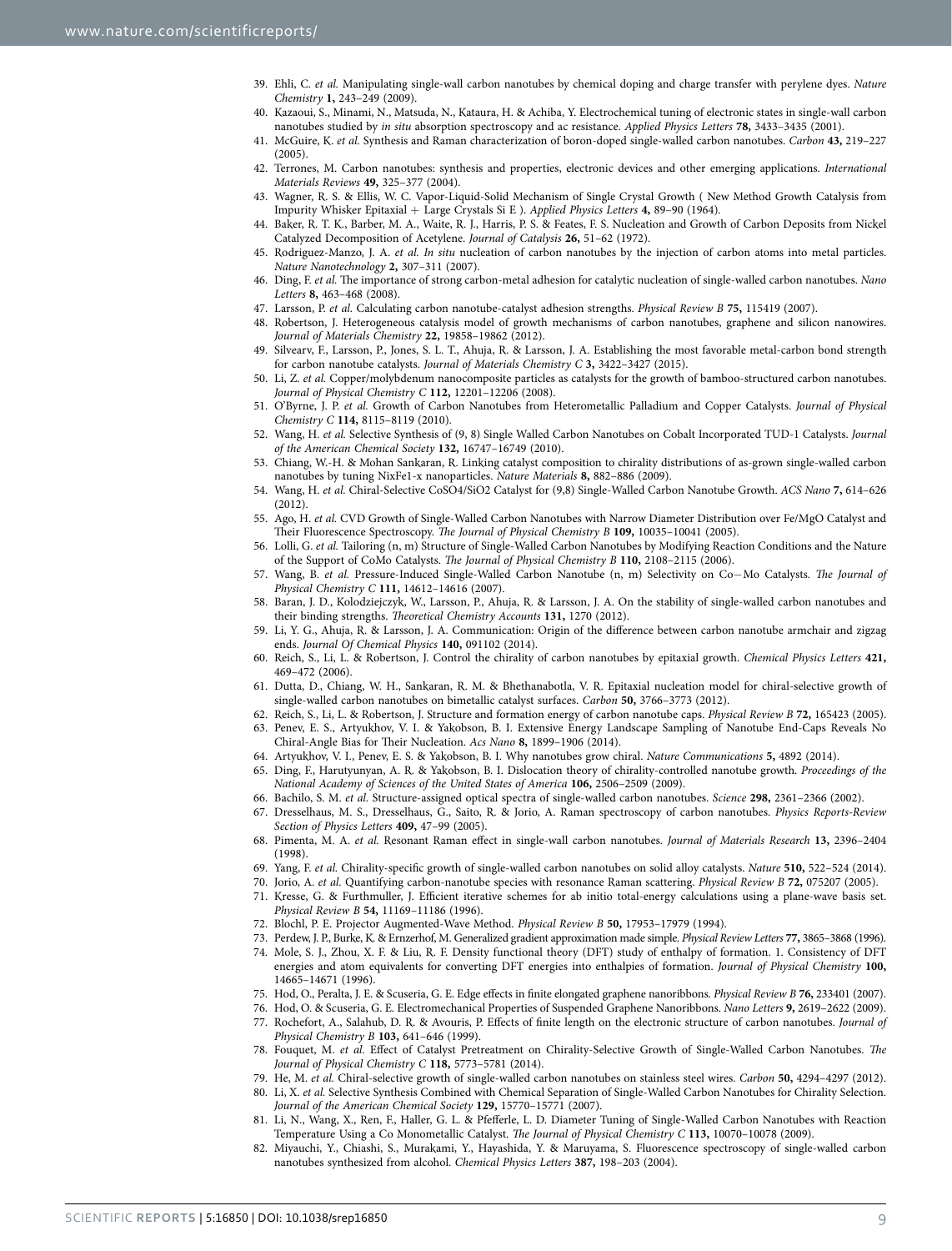39. Ehli, C. *et al.* Manipulating single-wall carbon nanotubes by chemical doping and charge transfer with perylene dyes. *Nature Chemistry* **1,** 243–249 (2009).
40. Kazaoui, S., Minami, N., Matsuda, N., Kataura, H. & Achiba, Y. Electrochemical tuning of electronic states in single-wall carbon nanotubes studied by *in situ* absorption spectroscopy and ac resistance. *Applied Physics Letters* **78,** 3433–3435 (2001).
41. McGuire, K. *et al.* Synthesis and Raman characterization of boron-doped single-walled carbon nanotubes. *Carbon* **43,** 219–227 (2005).
42. Terrones, M. Carbon nanotubes: synthesis and properties, electronic devices and other emerging applications. *International Materials Reviews* **49,** 325–377 (2004).
43. Wagner, R. S. & Ellis, W. C. Vapor-Liquid-Solid Mechanism of Single Crystal Growth ( New Method Growth Catalysis from Impurity Whisker Epitaxial + Large Crystals Si E ). *Applied Physics Letters* **4,** 89–90 (1964).
44. Baker, R. T. K., Barber, M. A., Waite, R. J., Harris, P. S. & Feates, F. S. Nucleation and Growth of Carbon Deposits from Nickel Catalyzed Decomposition of Acetylene. *Journal of Catalysis* **26,** 51–62 (1972).
45. Rodriguez-Manzo, J. A. *et al. In situ* nucleation of carbon nanotubes by the injection of carbon atoms into metal particles. *Nature Nanotechnology* **2,** 307–311 (2007).
46. Ding, F. *et al.* The importance of strong carbon-metal adhesion for catalytic nucleation of single-walled carbon nanotubes. *Nano Letters* **8,** 463–468 (2008).
47. Larsson, P. *et al.* Calculating carbon nanotube-catalyst adhesion strengths. *Physical Review B* **75,** 115419 (2007).
48. Robertson, J. Heterogeneous catalysis model of growth mechanisms of carbon nanotubes, graphene and silicon nanowires. *Journal of Materials Chemistry* **22,** 19858–19862 (2012).
49. Silvearv, F., Larsson, P., Jones, S. L. T., Ahuja, R. & Larsson, J. A. Establishing the most favorable metal-carbon bond strength for carbon nanotube catalysts. *Journal of Materials Chemistry C* **3,** 3422–3427 (2015).
50. Li, Z. *et al.* Copper/molybdenum nanocomposite particles as catalysts for the growth of bamboo-structured carbon nanotubes. *Journal of Physical Chemistry C* **112,** 12201–12206 (2008).
51. O'Byrne, J. P. *et al.* Growth of Carbon Nanotubes from Heterometallic Palladium and Copper Catalysts. *Journal of Physical Chemistry C* **114,** 8115–8119 (2010).
52. Wang, H. *et al.* Selective Synthesis of (9, 8) Single Walled Carbon Nanotubes on Cobalt Incorporated TUD-1 Catalysts. *Journal of the American Chemical Society* **132,** 16747–16749 (2010).
53. Chiang, W.-H. & Mohan Sankaran, R. Linking catalyst composition to chirality distributions of as-grown single-walled carbon nanotubes by tuning NixFe1-x nanoparticles. *Nature Materials* **8,** 882–886 (2009).
54. Wang, H. *et al.* Chiral-Selective CoSO4/SiO2 Catalyst for (9,8) Single-Walled Carbon Nanotube Growth. *ACS Nano* **7,** 614–626 (2012).
55. Ago, H. *et al.* CVD Growth of Single-Walled Carbon Nanotubes with Narrow Diameter Distribution over Fe/MgO Catalyst and Their Fluorescence Spectroscopy. *The Journal of Physical Chemistry B* **109,** 10035–10041 (2005).
56. Lolli, G. *et al.* Tailoring (n, m) Structure of Single-Walled Carbon Nanotubes by Modifying Reaction Conditions and the Nature of the Support of CoMo Catalysts. *The Journal of Physical Chemistry B* **110,** 2108–2115 (2006).
57. Wang, B. *et al.* Pressure-Induced Single-Walled Carbon Nanotube (n, m) Selectivity on Co−Mo Catalysts. *The Journal of Physical Chemistry C* **111,** 14612–14616 (2007).
58. Baran, J. D., Kolodziejczyk, W., Larsson, P., Ahuja, R. & Larsson, J. A. On the stability of single-walled carbon nanotubes and their binding strengths. *Theoretical Chemistry Accounts* **131,** 1270 (2012).
59. Li, Y. G., Ahuja, R. & Larsson, J. A. Communication: Origin of the difference between carbon nanotube armchair and zigzag ends. *Journal Of Chemical Physics* **140,** 091102 (2014).
60. Reich, S., Li, L. & Robertson, J. Control the chirality of carbon nanotubes by epitaxial growth. *Chemical Physics Letters* **421,** 469–472 (2006).
61. Dutta, D., Chiang, W. H., Sankaran, R. M. & Bhethanabotla, V. R. Epitaxial nucleation model for chiral-selective growth of single-walled carbon nanotubes on bimetallic catalyst surfaces. *Carbon* **50,** 3766–3773 (2012).
62. Reich, S., Li, L. & Robertson, J. Structure and formation energy of carbon nanotube caps. *Physical Review B* **72,** 165423 (2005).
63. Penev, E. S., Artyukhov, V. I. & Yakobson, B. I. Extensive Energy Landscape Sampling of Nanotube End-Caps Reveals No Chiral-Angle Bias for Their Nucleation. *Acs Nano* **8,** 1899–1906 (2014).
64. Artyukhov, V. I., Penev, E. S. & Yakobson, B. I. Why nanotubes grow chiral. *Nature Communications* **5,** 4892 (2014).
65. Ding, F., Harutyunyan, A. R. & Yakobson, B. I. Dislocation theory of chirality-controlled nanotube growth. *Proceedings of the National Academy of Sciences of the United States of America* **106,** 2506–2509 (2009).
66. Bachilo, S. M. *et al.* Structure-assigned optical spectra of single-walled carbon nanotubes. *Science* **298,** 2361–2366 (2002).
67. Dresselhaus, M. S., Dresselhaus, G., Saito, R. & Jorio, A. Raman spectroscopy of carbon nanotubes. *Physics Reports-Review Section of Physics Letters* **409,** 47–99 (2005).
68. Pimenta, M. A. *et al.* Resonant Raman effect in single-wall carbon nanotubes. *Journal of Materials Research* **13,** 2396–2404 (1998).
69. Yang, F. *et al.* Chirality-specific growth of single-walled carbon nanotubes on solid alloy catalysts. *Nature* **510,** 522–524 (2014).
70. Jorio, A. *et al.* Quantifying carbon-nanotube species with resonance Raman scattering. *Physical Review B* **72,** 075207 (2005).
71. Kresse, G. & Furthmuller, J. Efficient iterative schemes for ab initio total-energy calculations using a plane-wave basis set. *Physical Review B* **54,** 11169–11186 (1996).
72. Blochl, P. E. Projector Augmented-Wave Method. *Physical Review B* **50,** 17953–17979 (1994).
73. Perdew, J. P., Burke, K. & Ernzerhof, M. Generalized gradient approximation made simple. *Physical Review Letters* **77,** 3865–3868 (1996).
74. Mole, S. J., Zhou, X. F. & Liu, R. F. Density functional theory (DFT) study of enthalpy of formation. 1. Consistency of DFT energies and atom equivalents for converting DFT energies into enthalpies of formation. *Journal of Physical Chemistry* **100,** 14665–14671 (1996).
75. Hod, O., Peralta, J. E. & Scuseria, G. E. Edge effects in finite elongated graphene nanoribbons. *Physical Review B* **76,** 233401 (2007).
76. Hod, O. & Scuseria, G. E. Electromechanical Properties of Suspended Graphene Nanoribbons. *Nano Letters* **9,** 2619–2622 (2009).
77. Rochefort, A., Salahub, D. R. & Avouris, P. Effects of finite length on the electronic structure of carbon nanotubes. *Journal of Physical Chemistry B* **103,** 641–646 (1999).
78. Fouquet, M. *et al.* Effect of Catalyst Pretreatment on Chirality-Selective Growth of Single-Walled Carbon Nanotubes. *The Journal of Physical Chemistry C* **118,** 5773–5781 (2014).
79. He, M. *et al.* Chiral-selective growth of single-walled carbon nanotubes on stainless steel wires. *Carbon* **50,** 4294–4297 (2012).
80. Li, X. *et al.* Selective Synthesis Combined with Chemical Separation of Single-Walled Carbon Nanotubes for Chirality Selection. *Journal of the American Chemical Society* **129,** 15770–15771 (2007).
81. Li, N., Wang, X., Ren, F., Haller, G. L. & Pfefferle, L. D. Diameter Tuning of Single-Walled Carbon Nanotubes with Reaction Temperature Using a Co Monometallic Catalyst. *The Journal of Physical Chemistry C* **113,** 10070–10078 (2009).
82. Miyauchi, Y., Chiashi, S., Murakami, Y., Hayashida, Y. & Maruyama, S. Fluorescence spectroscopy of single-walled carbon nanotubes synthesized from alcohol. *Chemical Physics Letters* **387,** 198–203 (2004).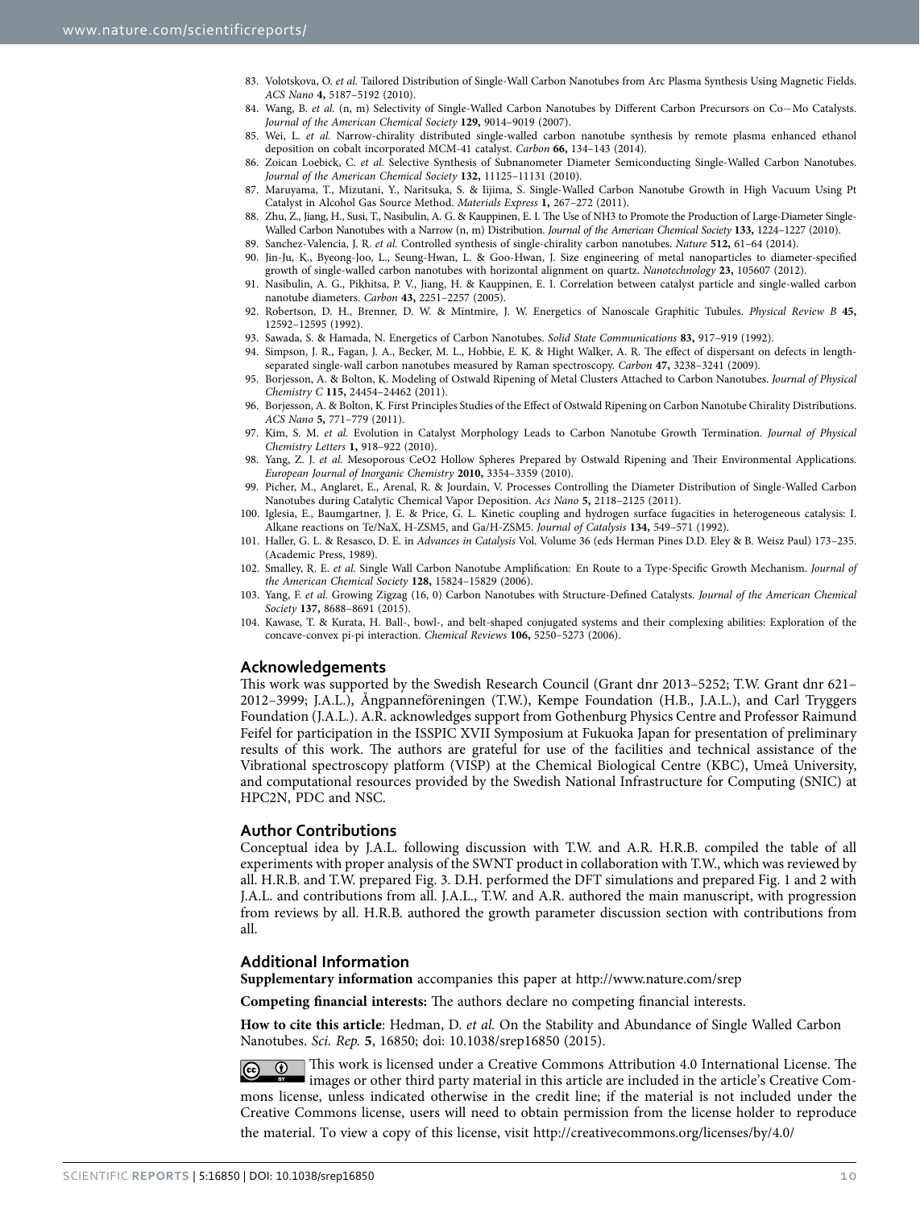83. Volotskova, O. *et al.* Tailored Distribution of Single-Wall Carbon Nanotubes from Arc Plasma Synthesis Using Magnetic Fields. *ACS Nano* **4,** 5187–5192 (2010).
84. Wang, B. *et al.* (n, m) Selectivity of Single-Walled Carbon Nanotubes by Different Carbon Precursors on Co−Mo Catalysts. *Journal of the American Chemical Society* **129,** 9014–9019 (2007).
85. Wei, L. *et al.* Narrow-chirality distributed single-walled carbon nanotube synthesis by remote plasma enhanced ethanol deposition on cobalt incorporated MCM-41 catalyst. *Carbon* **66,** 134–143 (2014).
86. Zoican Loebick, C. *et al.* Selective Synthesis of Subnanometer Diameter Semiconducting Single-Walled Carbon Nanotubes. *Journal of the American Chemical Society* **132,** 11125–11131 (2010).
87. Maruyama, T., Mizutani, Y., Naritsuka, S. & Iijima, S. Single-Walled Carbon Nanotube Growth in High Vacuum Using Pt Catalyst in Alcohol Gas Source Method. *Materials Express* **1,** 267–272 (2011).
88. Zhu, Z., Jiang, H., Susi, T., Nasibulin, A. G. & Kauppinen, E. I. The Use of NH3 to Promote the Production of Large-Diameter Single-Walled Carbon Nanotubes with a Narrow (n, m) Distribution. *Journal of the American Chemical Society* **133,** 1224–1227 (2010).
89. Sanchez-Valencia, J. R. *et al.* Controlled synthesis of single-chirality carbon nanotubes. *Nature* **512,** 61–64 (2014).
90. Jin-Ju, K., Byeong-Joo, L., Seung-Hwan, L. & Goo-Hwan, J. Size engineering of metal nanoparticles to diameter-specified growth of single-walled carbon nanotubes with horizontal alignment on quartz. *Nanotechnology* **23,** 105607 (2012).
91. Nasibulin, A. G., Pikhitsa, P. V., Jiang, H. & Kauppinen, E. I. Correlation between catalyst particle and single-walled carbon nanotube diameters. *Carbon* **43,** 2251–2257 (2005).
92. Robertson, D. H., Brenner, D. W. & Mintmire, J. W. Energetics of Nanoscale Graphitic Tubules. *Physical Review B* **45,** 12592–12595 (1992).
93. Sawada, S. & Hamada, N. Energetics of Carbon Nanotubes. *Solid State Communications* **83,** 917–919 (1992).
94. Simpson, J. R., Fagan, J. A., Becker, M. L., Hobbie, E. K. & Hight Walker, A. R. The effect of dispersant on defects in length-separated single-wall carbon nanotubes measured by Raman spectroscopy. *Carbon* **47,** 3238–3241 (2009).
95. Borjesson, A. & Bolton, K. Modeling of Ostwald Ripening of Metal Clusters Attached to Carbon Nanotubes. *Journal of Physical Chemistry C* **115,** 24454–24462 (2011).
96. Borjesson, A. & Bolton, K. First Principles Studies of the Effect of Ostwald Ripening on Carbon Nanotube Chirality Distributions. *ACS Nano* **5,** 771–779 (2011).
97. Kim, S. M. *et al.* Evolution in Catalyst Morphology Leads to Carbon Nanotube Growth Termination. *Journal of Physical Chemistry Letters* **1,** 918–922 (2010).
98. Yang, Z. J. *et al.* Mesoporous CeO2 Hollow Spheres Prepared by Ostwald Ripening and Their Environmental Applications. *European Journal of Inorganic Chemistry* **2010,** 3354–3359 (2010).
99. Picher, M., Anglaret, E., Arenal, R. & Jourdain, V. Processes Controlling the Diameter Distribution of Single-Walled Carbon Nanotubes during Catalytic Chemical Vapor Deposition. *Acs Nano* **5,** 2118–2125 (2011).
100. Iglesia, E., Baumgartner, J. E. & Price, G. L. Kinetic coupling and hydrogen surface fugacities in heterogeneous catalysis: I. Alkane reactions on Te/NaX, H-ZSM5, and Ga/H-ZSM5. *Journal of Catalysis* **134,** 549–571 (1992).
101. Haller, G. L. & Resasco, D. E. in *Advances in Catalysis* Vol. Volume 36 (eds Herman Pines D.D. Eley & B. Weisz Paul) 173–235. (Academic Press, 1989).
102. Smalley, R. E. *et al.* Single Wall Carbon Nanotube Amplification: En Route to a Type-Specific Growth Mechanism. *Journal of the American Chemical Society* **128,** 15824–15829 (2006).
103. Yang, F. *et al.* Growing Zigzag (16, 0) Carbon Nanotubes with Structure-Defined Catalysts. *Journal of the American Chemical Society* **137,** 8688–8691 (2015).
104. Kawase, T. & Kurata, H. Ball-, bowl-, and belt-shaped conjugated systems and their complexing abilities: Exploration of the concave-convex pi-pi interaction. *Chemical Reviews* **106,** 5250–5273 (2006).

## Acknowledgements

This work was supported by the Swedish Research Council (Grant dnr 2013–5252; T.W. Grant dnr 621–2012–3999; J.A.L.), Ångpanneföreningen (T.W.), Kempe Foundation (H.B., J.A.L.), and Carl Tryggers Foundation (J.A.L.). A.R. acknowledges support from Gothenburg Physics Centre and Professor Raimund Feifel for participation in the ISSPIC XVII Symposium at Fukuoka Japan for presentation of preliminary results of this work. The authors are grateful for use of the facilities and technical assistance of the Vibrational spectroscopy platform (VISP) at the Chemical Biological Centre (KBC), Umeå University, and computational resources provided by the Swedish National Infrastructure for Computing (SNIC) at HPC2N, PDC and NSC.

## Author Contributions

Conceptual idea by J.A.L. following discussion with T.W. and A.R. H.R.B. compiled the table of all experiments with proper analysis of the SWNT product in collaboration with T.W., which was reviewed by all. H.R.B. and T.W. prepared Fig. 3. D.H. performed the DFT simulations and prepared Fig. 1 and 2 with J.A.L. and contributions from all. J.A.L., T.W. and A.R. authored the main manuscript, with progression from reviews by all. H.R.B. authored the growth parameter discussion section with contributions from all.

## Additional Information

**Supplementary information** accompanies this paper at http://www.nature.com/srep

**Competing financial interests:** The authors declare no competing financial interests.

**How to cite this article**: Hedman, D. *et al.* On the Stability and Abundance of Single Walled Carbon Nanotubes. *Sci. Rep.* **5**, 16850; doi: 10.1038/srep16850 (2015).

This work is licensed under a Creative Commons Attribution 4.0 International License. The images or other third party material in this article are included in the article's Creative Commons license, unless indicated otherwise in the credit line; if the material is not included under the Creative Commons license, users will need to obtain permission from the license holder to reproduce the material. To view a copy of this license, visit http://creativecommons.org/licenses/by/4.0/